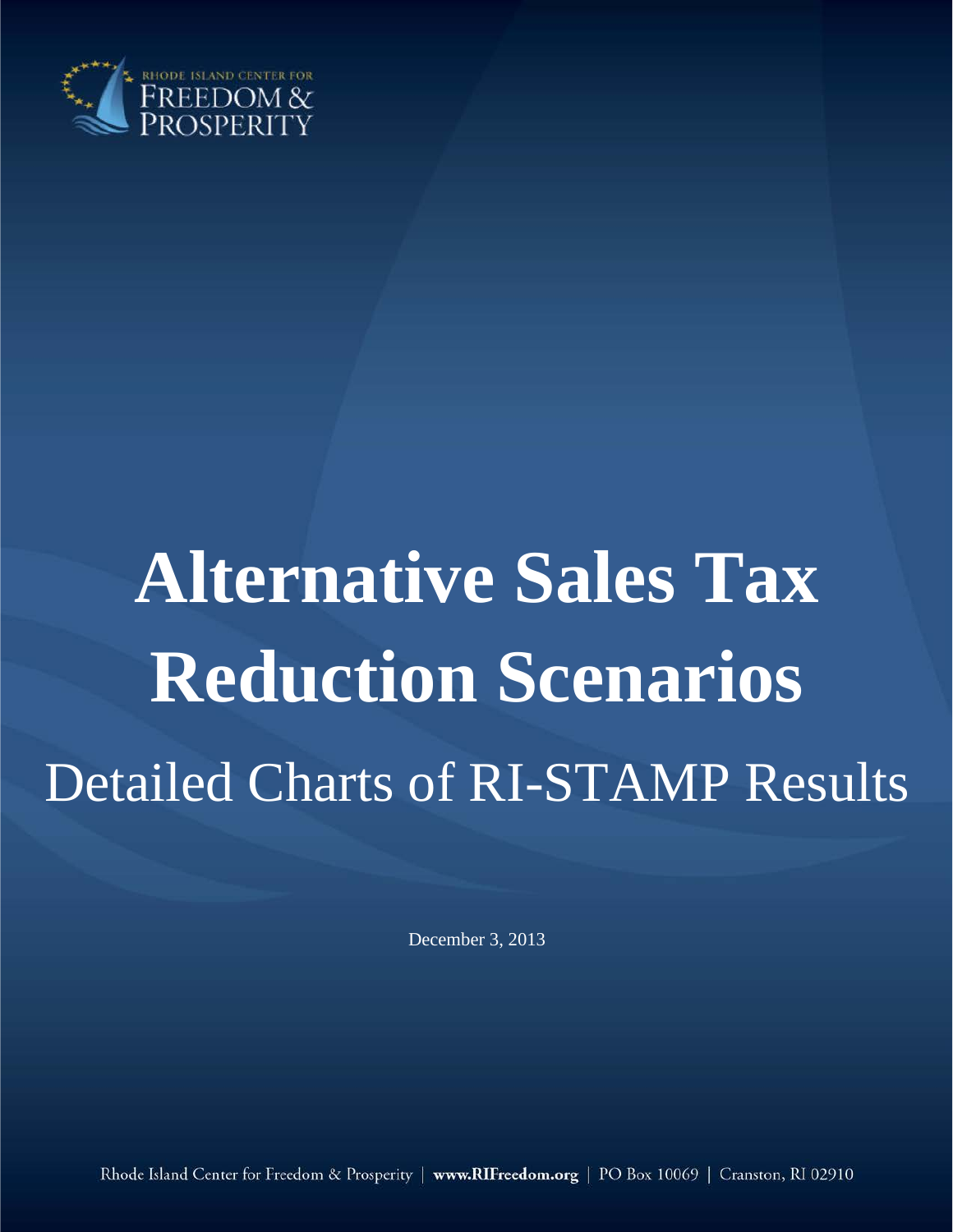RHODE ISLAND CENTER FOR FREEDOM & PROSPERITY

# Alternative Sales Tax Reduction Scenarios

## Detailed Charts of RI-STAMP Results

December 3, 2013

Rhode Island Center for Freedom & Prosperity | **www.RIFreedom.org** | PO Box 10069 | Cranston, RI 02910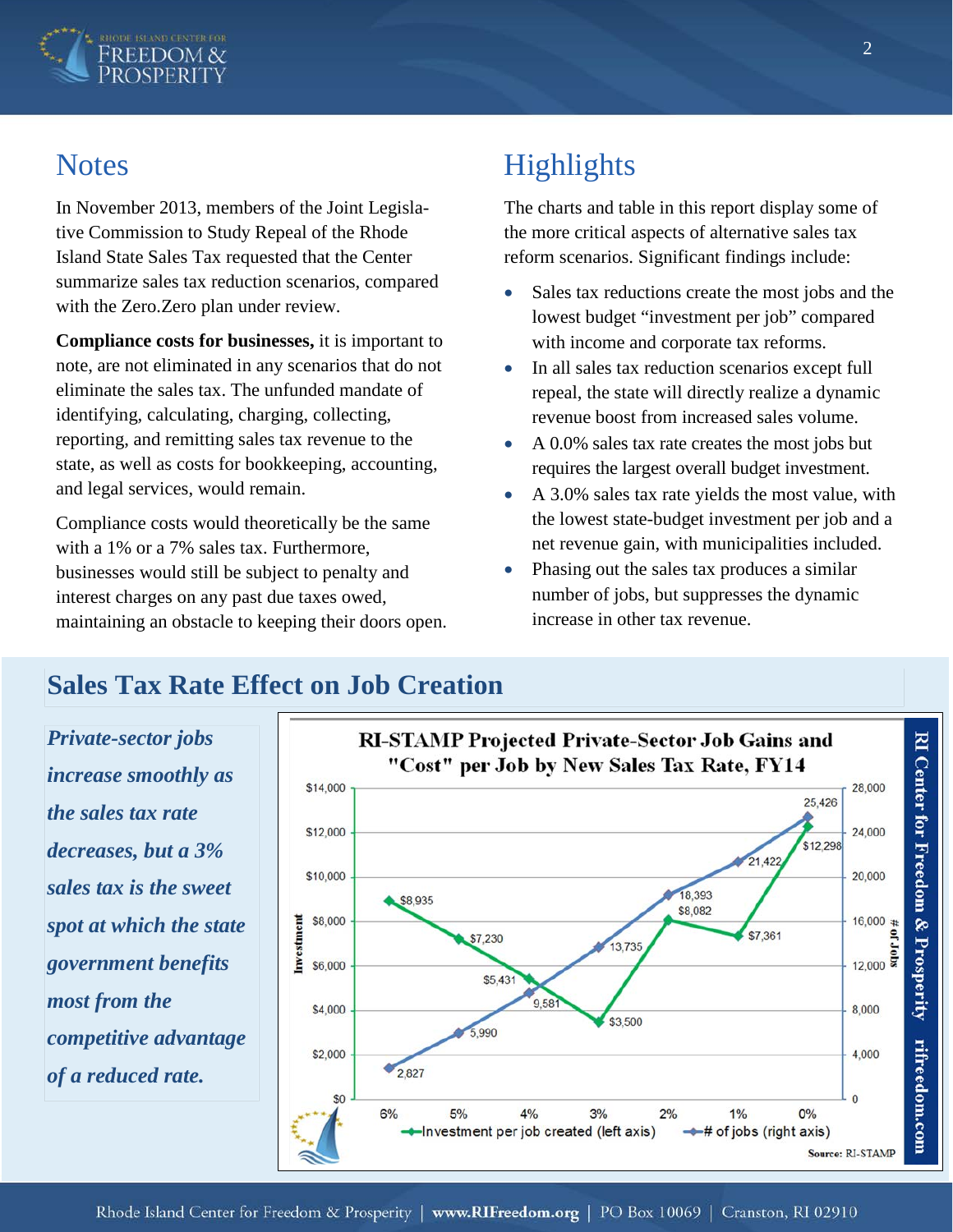## Notes

In November 2013, members of the Joint Legislative Commission to Study Repeal of the Rhode Island State Sales Tax requested that the Center summarize sales tax reduction scenarios, compared with the Zero.Zero plan under review.

**Compliance costs for businesses,** it is important to note, are not eliminated in any scenarios that do not eliminate the sales tax. The unfunded mandate of identifying, calculating, charging, collecting, reporting, and remitting sales tax revenue to the state, as well as costs for bookkeeping, accounting, and legal services, would remain.

Compliance costs would theoretically be the same with a 1% or a 7% sales tax. Furthermore, businesses would still be subject to penalty and interest charges on any past due taxes owed, maintaining an obstacle to keeping their doors open.

## Highlights

The charts and table in this report display some of the more critical aspects of alternative sales tax reform scenarios. Significant findings include:

- Sales tax reductions create the most jobs and the lowest budget "investment per job" compared with income and corporate tax reforms.
- In all sales tax reduction scenarios except full repeal, the state will directly realize a dynamic revenue boost from increased sales volume.
- A 0.0% sales tax rate creates the most jobs but requires the largest overall budget investment.
- A 3.0% sales tax rate yields the most value, with the lowest state-budget investment per job and a net revenue gain, with municipalities included.
- Phasing out the sales tax produces a similar number of jobs, but suppresses the dynamic increase in other tax revenue.

## Sales Tax Rate Effect on Job Creation

*Private-sector jobs increase smoothly as the sales tax rate decreases, but a 3% sales tax is the sweet spot at which the state government benefits most from the competitive advantage of a reduced rate.*

**RI-STAMP Projected Private-Sector Job Gains and "Cost" per Job by New Sales Tax Rate, FY14**

| New Sales Tax Rate | Investment per job created (left axis) | # of jobs (right axis) |
|---|---|---|
| 6% | $8,935 | 2,827 |
| 5% | $7,230 | 5,990 |
| 4% | $5,431 | 9,581 |
| 3% | $3,500 | 13,735 |
| 2% | $8,082 | 18,393 |
| 1% | $7,361 | 21,422 |
| 0% | $12,298 | 25,426 |

Source: RI-STAMP

RI Center for Freedom & Prosperity rifreedom.com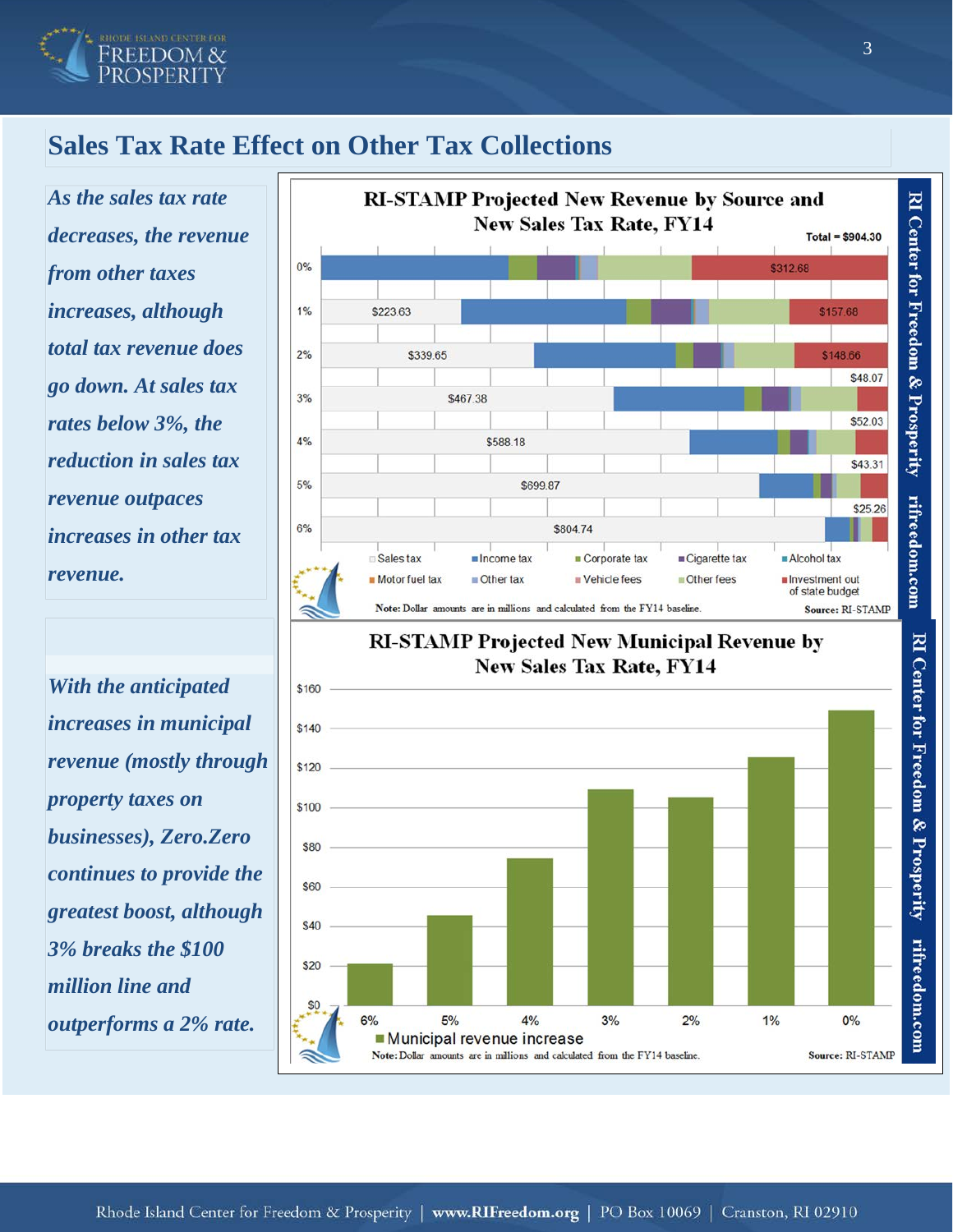## Sales Tax Rate Effect on Other Tax Collections

***As the sales tax rate decreases, the revenue from other taxes increases, although total tax revenue does go down. At sales tax rates below 3%, the reduction in sales tax revenue outpaces increases in other tax revenue.***

**RI-STAMP Projected New Revenue by Source and New Sales Tax Rate, FY14**

Total = $904.30

| New Sales Tax Rate | Sales tax | Investment out of state budget |
|---|---|---|
| 0% | | $312.68 |
| 1% | $223.63 | $157.68 |
| 2% | $339.65 | $148.66 |
| 3% | $467.38 | $48.07 |
| 4% | $588.18 | $52.03 |
| 5% | $699.87 | $43.31 |
| 6% | $804.74 | $25.26 |

Legend: Sales tax, Income tax, Corporate tax, Cigarette tax, Alcohol tax, Motor fuel tax, Other tax, Vehicle fees, Other fees, Investment out of state budget

Note: Dollar amounts are in millions and calculated from the FY14 baseline.

Source: RI-STAMP

RI Center for Freedom & Prosperity rifreedom.com

***With the anticipated increases in municipal revenue (mostly through property taxes on businesses), Zero.Zero continues to provide the greatest boost, although 3% breaks the $100 million line and outperforms a 2% rate.***

**RI-STAMP Projected New Municipal Revenue by New Sales Tax Rate, FY14**

Municipal revenue increase

Note: Dollar amounts are in millions and calculated from the FY14 baseline.

Source: RI-STAMP

RI Center for Freedom & Prosperity rifreedom.com

Rhode Island Center for Freedom & Prosperity | www.RIFreedom.org | PO Box 10069 | Cranston, RI 02910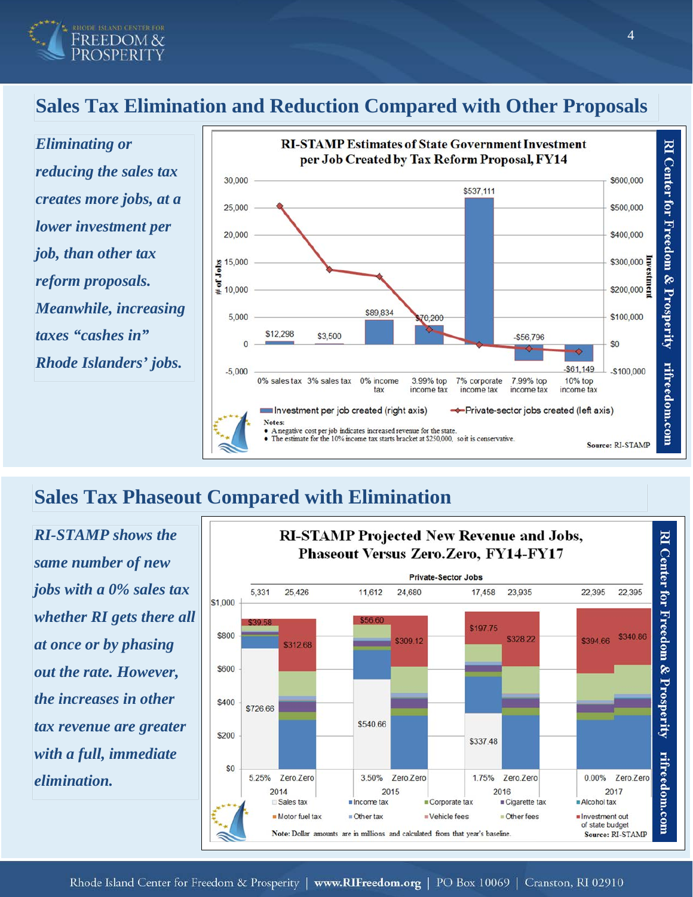## Sales Tax Elimination and Reduction Compared with Other Proposals

*Eliminating or reducing the sales tax creates more jobs, at a lower investment per job, than other tax reform proposals. Meanwhile, increasing taxes "cashes in" Rhode Islanders' jobs.*

**RI-STAMP Estimates of State Government Investment per Job Created by Tax Reform Proposal, FY14**

| Tax Reform Proposal | Investment per job created (right axis) |
|---|---|
| 0% sales tax | $12,298 |
| 3% sales tax | $3,500 |
| 0% income tax | $89,834 |
| 3.99% top income tax | $70,200 |
| 7% corporate income tax | $537,111 |
| 7.99% top income tax | -$56,796 |
| 10% top income tax | -$61,149 |

Notes:
- A negative cost per job indicates increased revenue for the state.
- The estimate for the 10% income tax starts bracket at $250,000, so it is conservative.

Source: RI-STAMP

## Sales Tax Phaseout Compared with Elimination

*RI-STAMP shows the same number of new jobs with a 0% sales tax whether RI gets there all at once or by phasing out the rate. However, the increases in other tax revenue are greater with a full, immediate elimination.*

**RI-STAMP Projected New Revenue and Jobs, Phaseout Versus Zero.Zero, FY14-FY17**

| Year | Scenario | Private-Sector Jobs | Sales tax | Investment out of state budget |
|---|---|---|---|---|
| 2014 | 5.25% | 5,331 | $726.66 | $39.58 |
| 2014 | Zero.Zero | 25,426 | | $312.68 |
| 2015 | 3.50% | 11,612 | $540.66 | $56.60 |
| 2015 | Zero.Zero | 24,680 | | $309.12 |
| 2016 | 1.75% | 17,458 | $337.48 | $197.75 |
| 2016 | Zero.Zero | 23,935 | | $328.22 |
| 2017 | 0.00% | 22,395 | | $394.66 |
| 2017 | Zero.Zero | 22,395 | | $340.86 |

Legend: Sales tax, Income tax, Corporate tax, Cigarette tax, Alcohol tax, Motor fuel tax, Other tax, Vehicle fees, Other fees, Investment out of state budget

Note: Dollar amounts are in millions and calculated from that year's baseline.

Source: RI-STAMP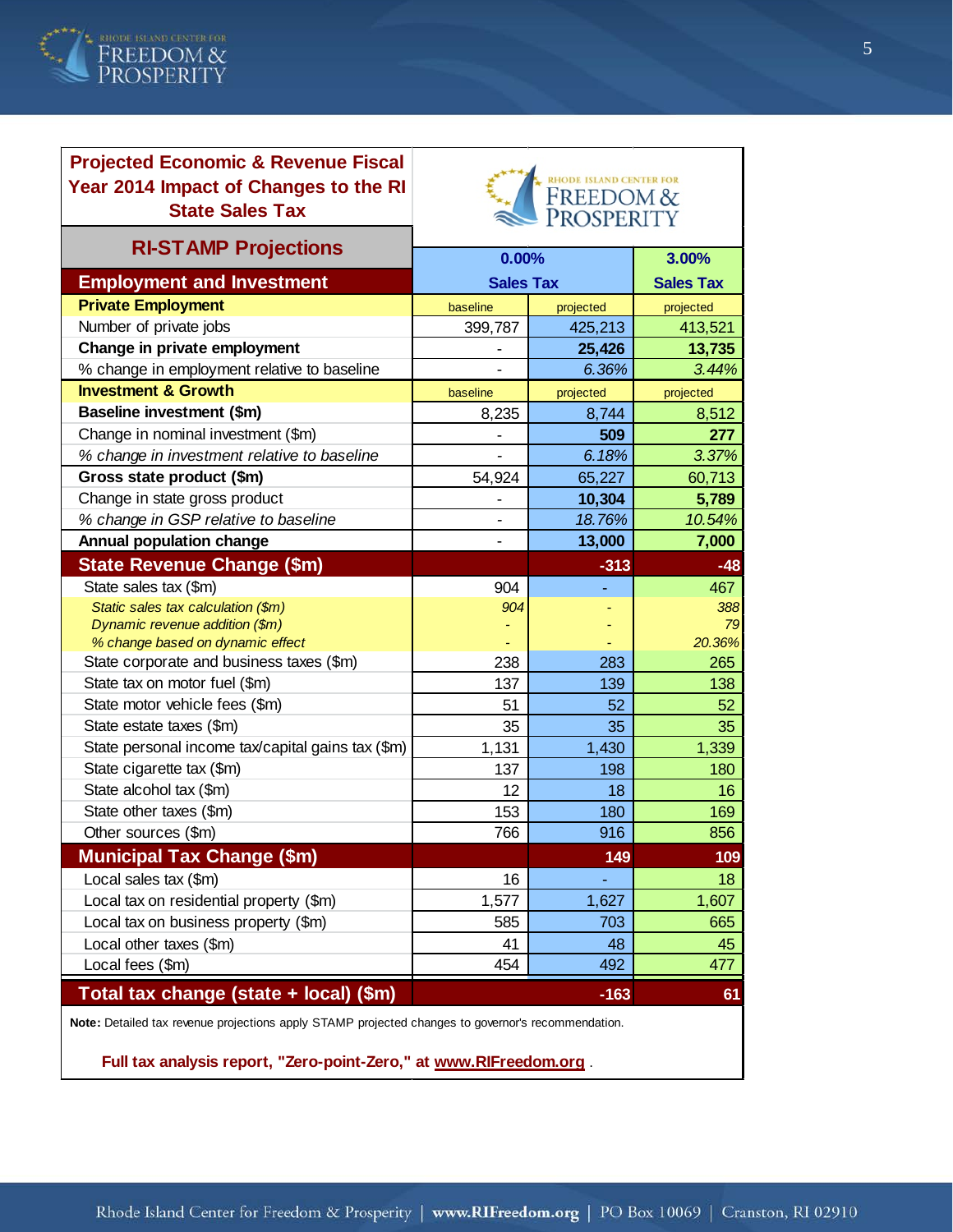## Projected Economic & Revenue Fiscal Year 2014 Impact of Changes to the RI State Sales Tax

| RI-STAMP Projections | 0.00% Sales Tax | | 3.00% Sales Tax |
|---|---|---|---|
| **Employment and Investment** | | | |
| **Private Employment** | baseline | projected | projected |
| Number of private jobs | 399,787 | 425,213 | 413,521 |
| **Change in private employment** | - | **25,426** | **13,735** |
| % change in employment relative to baseline | - | *6.36%* | *3.44%* |
| **Investment & Growth** | baseline | projected | projected |
| **Baseline investment ($m)** | 8,235 | 8,744 | 8,512 |
| Change in nominal investment ($m) | - | **509** | **277** |
| *% change in investment relative to baseline* | - | *6.18%* | *3.37%* |
| **Gross state product ($m)** | 54,924 | 65,227 | 60,713 |
| Change in state gross product | - | **10,304** | **5,789** |
| *% change in GSP relative to baseline* | - | *18.76%* | *10.54%* |
| **Annual population change** | - | **13,000** | **7,000** |
| **State Revenue Change ($m)** | | **-313** | **-48** |
| State sales tax ($m) | 904 | - | 467 |
| *Static sales tax calculation ($m)* | *904* | - | *388* |
| *Dynamic revenue addition ($m)* | - | - | *79* |
| *% change based on dynamic effect* | - | - | *20.36%* |
| State corporate and business taxes ($m) | 238 | 283 | 265 |
| State tax on motor fuel ($m) | 137 | 139 | 138 |
| State motor vehicle fees ($m) | 51 | 52 | 52 |
| State estate taxes ($m) | 35 | 35 | 35 |
| State personal income tax/capital gains tax ($m) | 1,131 | 1,430 | 1,339 |
| State cigarette tax ($m) | 137 | 198 | 180 |
| State alcohol tax ($m) | 12 | 18 | 16 |
| State other taxes ($m) | 153 | 180 | 169 |
| Other sources ($m) | 766 | 916 | 856 |
| **Municipal Tax Change ($m)** | | **149** | **109** |
| Local sales tax ($m) | 16 | - | 18 |
| Local tax on residential property ($m) | 1,577 | 1,627 | 1,607 |
| Local tax on business property ($m) | 585 | 703 | 665 |
| Local other taxes ($m) | 41 | 48 | 45 |
| Local fees ($m) | 454 | 492 | 477 |
| **Total tax change (state + local) ($m)** | | **-163** | **61** |

**Note:** Detailed tax revenue projections apply STAMP projected changes to governor's recommendation.

**Full tax analysis report, "Zero-point-Zero," at www.RIFreedom.org .**